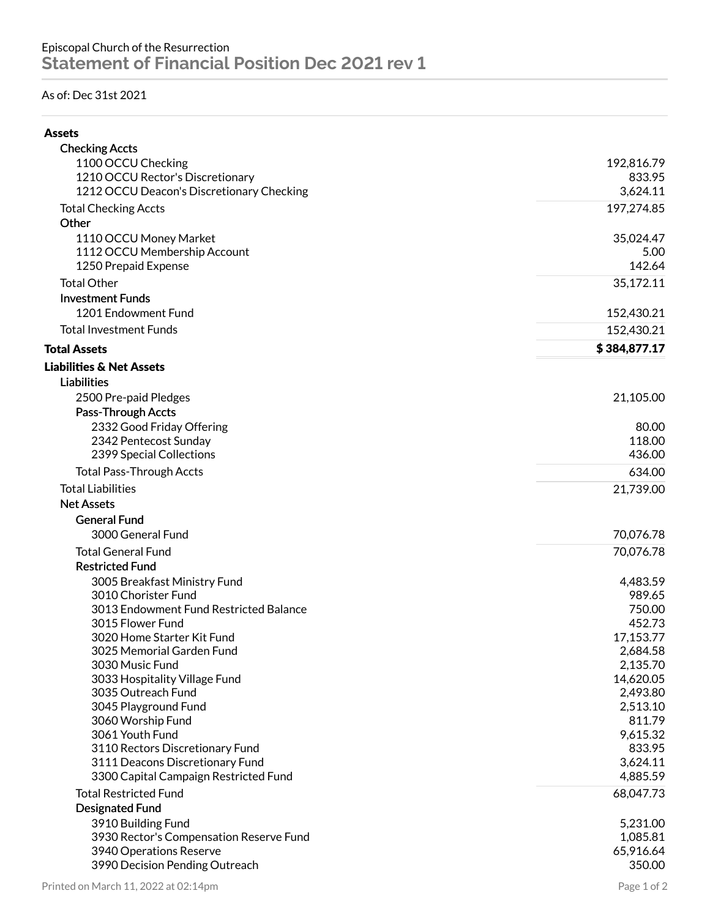Episcopal Church of the Resurrection

# Statement of Financial Position Dec 2021 rev 1

As of: Dec 31st 2021

| | |
|---|---:|
| **Assets** | |
| **Checking Accts** | |
| 1100 OCCU Checking | 192,816.79 |
| 1210 OCCU Rector's Discretionary | 833.95 |
| 1212 OCCU Deacon's Discretionary Checking | 3,624.11 |
| Total Checking Accts | 197,274.85 |
| **Other** | |
| 1110 OCCU Money Market | 35,024.47 |
| 1112 OCCU Membership Account | 5.00 |
| 1250 Prepaid Expense | 142.64 |
| Total Other | 35,172.11 |
| **Investment Funds** | |
| 1201 Endowment Fund | 152,430.21 |
| Total Investment Funds | 152,430.21 |
| **Total Assets** | **$ 384,877.17** |
| **Liabilities & Net Assets** | |
| **Liabilities** | |
| 2500 Pre-paid Pledges | 21,105.00 |
| **Pass-Through Accts** | |
| 2332 Good Friday Offering | 80.00 |
| 2342 Pentecost Sunday | 118.00 |
| 2399 Special Collections | 436.00 |
| Total Pass-Through Accts | 634.00 |
| Total Liabilities | 21,739.00 |
| **Net Assets** | |
| **General Fund** | |
| 3000 General Fund | 70,076.78 |
| Total General Fund | 70,076.78 |
| **Restricted Fund** | |
| 3005 Breakfast Ministry Fund | 4,483.59 |
| 3010 Chorister Fund | 989.65 |
| 3013 Endowment Fund Restricted Balance | 750.00 |
| 3015 Flower Fund | 452.73 |
| 3020 Home Starter Kit Fund | 17,153.77 |
| 3025 Memorial Garden Fund | 2,684.58 |
| 3030 Music Fund | 2,135.70 |
| 3033 Hospitality Village Fund | 14,620.05 |
| 3035 Outreach Fund | 2,493.80 |
| 3045 Playground Fund | 2,513.10 |
| 3060 Worship Fund | 811.79 |
| 3061 Youth Fund | 9,615.32 |
| 3110 Rectors Discretionary Fund | 833.95 |
| 3111 Deacons Discretionary Fund | 3,624.11 |
| 3300 Capital Campaign Restricted Fund | 4,885.59 |
| Total Restricted Fund | 68,047.73 |
| **Designated Fund** | |
| 3910 Building Fund | 5,231.00 |
| 3930 Rector's Compensation Reserve Fund | 1,085.81 |
| 3940 Operations Reserve | 65,916.64 |
| 3990 Decision Pending Outreach | 350.00 |

Printed on March 11, 2022 at 02:14pm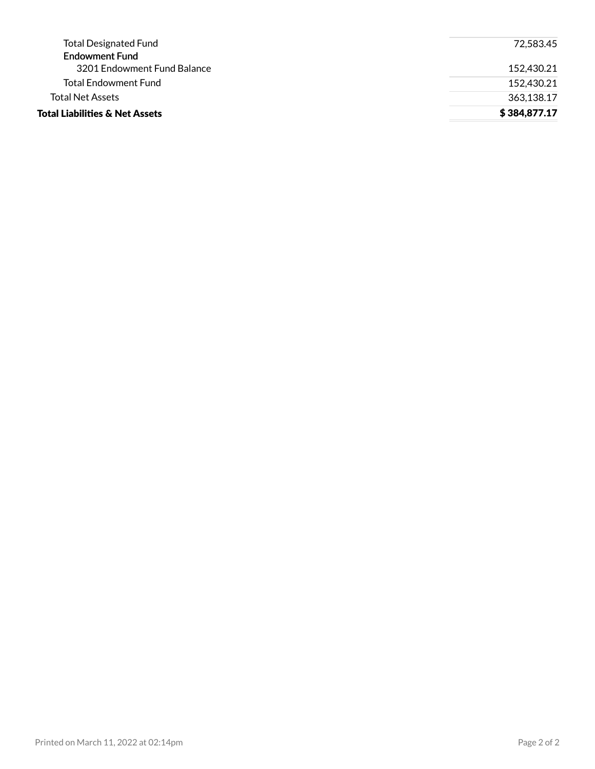| | |
|---|---|
| Total Designated Fund | 72,583.45 |
| **Endowment Fund** | |
| 3201 Endowment Fund Balance | 152,430.21 |
| Total Endowment Fund | 152,430.21 |
| Total Net Assets | 363,138.17 |
| **Total Liabilities & Net Assets** | **$ 384,877.17** |

Printed on March 11, 2022 at 02:14pm